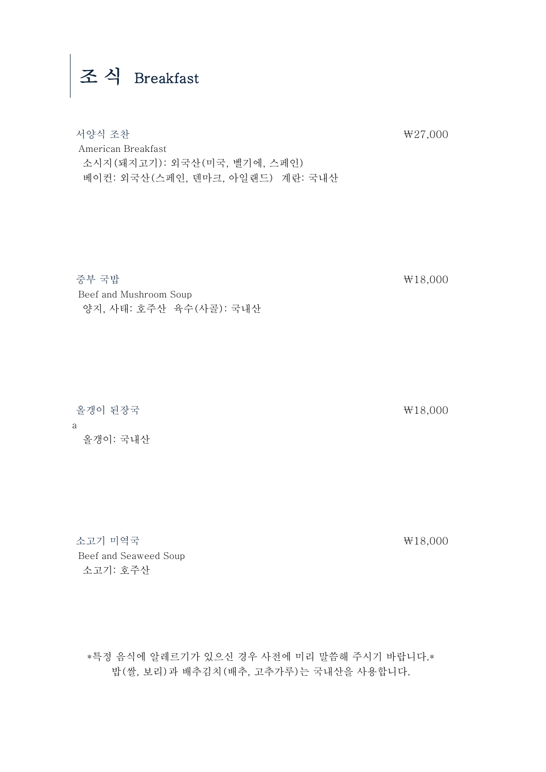# 조 식 Breakfast

서양식 조찬 ₩27,000

American Breakfast

소시지(돼지고기): 외국산(미국, 벨기에, 스페인)

베이컨: 외국산(스페인, 덴마크, 아일랜드)  계란: 국내산

중부 국밥 ₩18,000

Beef and Mushroom Soup

양지, 사태: 호주산  육수(사골): 국내산

올갱이 된장국 ₩18,000

a

올갱이: 국내산

소고기 미역국 ₩18,000

Beef and Seaweed Soup

소고기: 호주산

*특정 음식에 알레르기가 있으신 경우 사전에 미리 말씀해 주시기 바랍니다.*

밥(쌀, 보리)과 배추김치(배추, 고추가루)는 국내산을 사용합니다.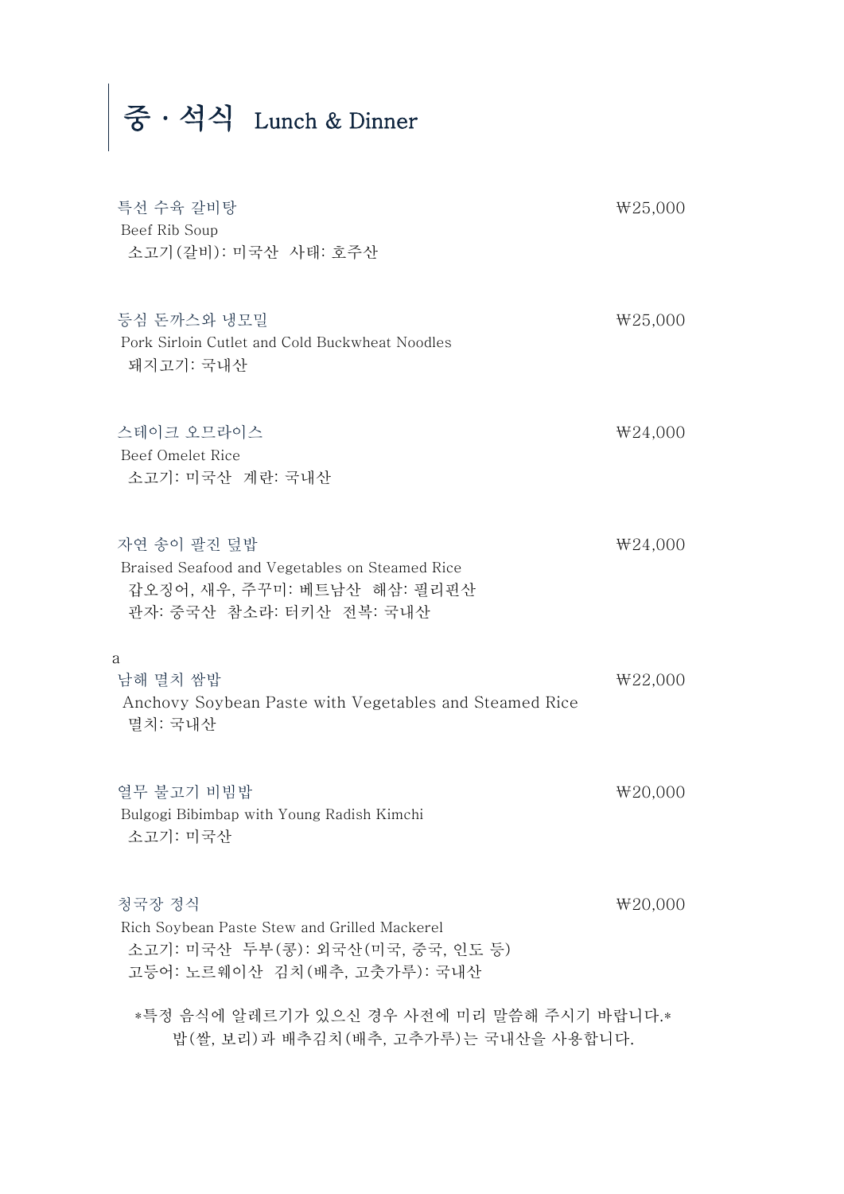# 중 · 석식 Lunch & Dinner

**특선 수육 갈비탕** ₩25,000
Beef Rib Soup
소고기(갈비): 미국산 사태: 호주산

**등심 돈까스와 냉모밀** ₩25,000
Pork Sirloin Cutlet and Cold Buckwheat Noodles
돼지고기: 국내산

**스테이크 오므라이스** ₩24,000
Beef Omelet Rice
소고기: 미국산 계란: 국내산

**자연 송이 팔진 덮밥** ₩24,000
Braised Seafood and Vegetables on Steamed Rice
갑오징어, 새우, 주꾸미: 베트남산 해삼: 필리핀산
관자: 중국산 참소라: 터키산 전복: 국내산

a

**남해 멸치 쌈밥** ₩22,000
Anchovy Soybean Paste with Vegetables and Steamed Rice
멸치: 국내산

**열무 불고기 비빔밥** ₩20,000
Bulgogi Bibimbap with Young Radish Kimchi
소고기: 미국산

**청국장 정식** ₩20,000
Rich Soybean Paste Stew and Grilled Mackerel
소고기: 미국산 두부(콩): 외국산(미국, 중국, 인도 등)
고등어: 노르웨이산 김치(배추, 고춧가루): 국내산

*특정 음식에 알레르기가 있으신 경우 사전에 미리 말씀해 주시기 바랍니다.*
밥(쌀, 보리)과 배추김치(배추, 고추가루)는 국내산을 사용합니다.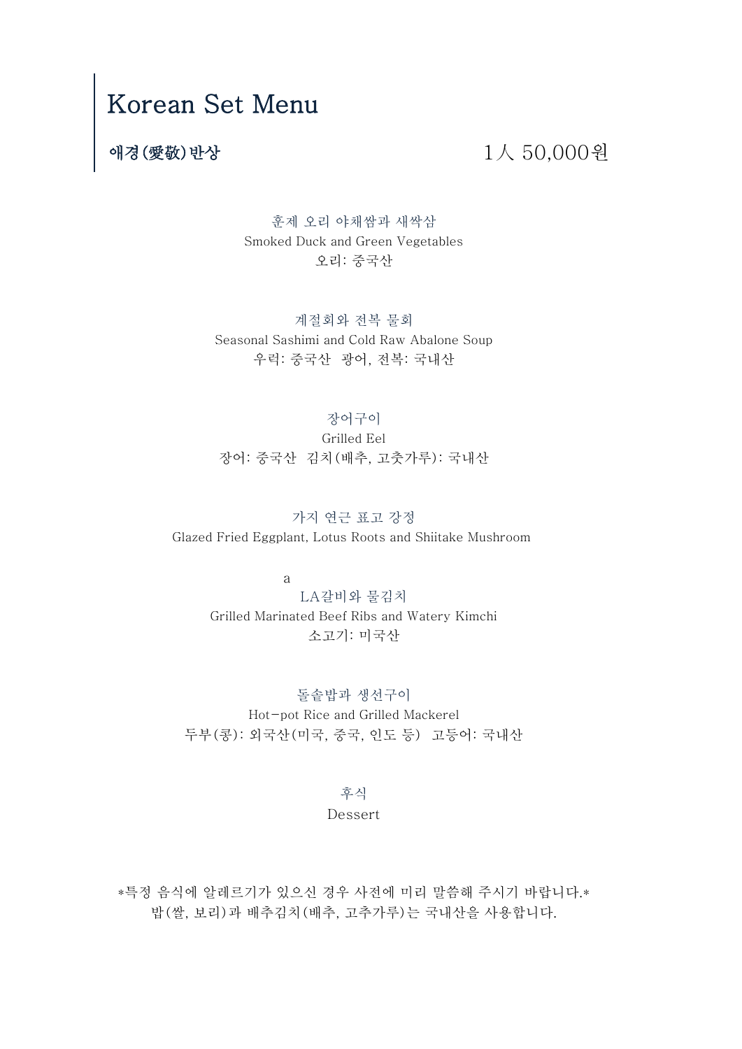# Korean Set Menu

## 애경(愛敬)반상 1人 50,000원

훈제 오리 야채쌈과 새싹삼
Smoked Duck and Green Vegetables
오리: 중국산

계절회와 전복 물회
Seasonal Sashimi and Cold Raw Abalone Soup
우럭: 중국산 광어, 전복: 국내산

장어구이
Grilled Eel
장어: 중국산 김치(배추, 고춧가루): 국내산

가지 연근 표고 강정
Glazed Fried Eggplant, Lotus Roots and Shiitake Mushroom

a

LA갈비와 물김치
Grilled Marinated Beef Ribs and Watery Kimchi
소고기: 미국산

돌솥밥과 생선구이
Hot-pot Rice and Grilled Mackerel
두부(콩): 외국산(미국, 중국, 인도 등) 고등어: 국내산

후식
Dessert

*특정 음식에 알레르기가 있으신 경우 사전에 미리 말씀해 주시기 바랍니다.*
밥(쌀, 보리)과 배추김치(배추, 고추가루)는 국내산을 사용합니다.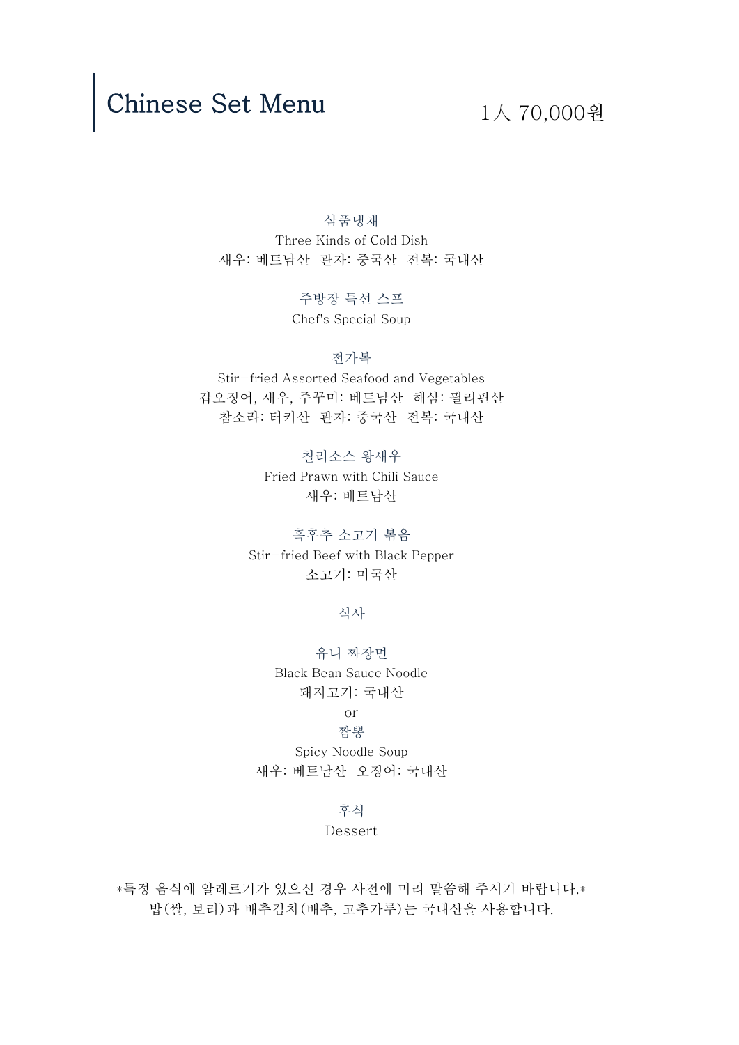# Chinese Set Menu

1人 70,000원

### 삼품냉채

Three Kinds of Cold Dish

새우: 베트남산 관자: 중국산 전복: 국내산

### 주방장 특선 스프

Chef's Special Soup

### 전가복

Stir-fried Assorted Seafood and Vegetables

갑오징어, 새우, 주꾸미: 베트남산 해삼: 필리핀산

참소라: 터키산 관자: 중국산 전복: 국내산

### 칠리소스 왕새우

Fried Prawn with Chili Sauce

새우: 베트남산

### 흑후추 소고기 볶음

Stir-fried Beef with Black Pepper

소고기: 미국산

### 식사

### 유니 짜장면

Black Bean Sauce Noodle

돼지고기: 국내산

or

### 짬뽕

Spicy Noodle Soup

새우: 베트남산 오징어: 국내산

### 후식

Dessert

*특정 음식에 알레르기가 있으신 경우 사전에 미리 말씀해 주시기 바랍니다.*

밥(쌀, 보리)과 배추김치(배추, 고추가루)는 국내산을 사용합니다.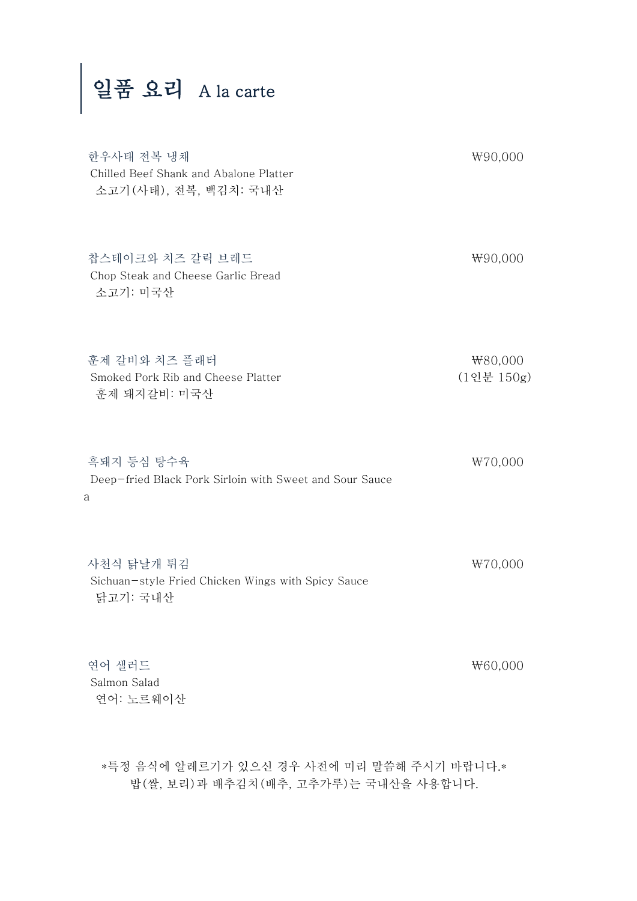# 일품 요리 A la carte

한우사태 전복 냉채 ₩90,000
Chilled Beef Shank and Abalone Platter
소고기(사태), 전복, 백김치: 국내산

찹스테이크와 치즈 갈릭 브레드 ₩90,000
Chop Steak and Cheese Garlic Bread
소고기: 미국산

훈제 갈비와 치즈 플래터 ₩80,000 (1인분 150g)
Smoked Pork Rib and Cheese Platter
훈제 돼지갈비: 미국산

흑돼지 등심 탕수육 ₩70,000
Deep-fried Black Pork Sirloin with Sweet and Sour Sauce
a

사천식 닭날개 튀김 ₩70,000
Sichuan-style Fried Chicken Wings with Spicy Sauce
닭고기: 국내산

연어 샐러드 ₩60,000
Salmon Salad
연어: 노르웨이산

*특정 음식에 알레르기가 있으신 경우 사전에 미리 말씀해 주시기 바랍니다.*
밥(쌀, 보리)과 배추김치(배추, 고추가루)는 국내산을 사용합니다.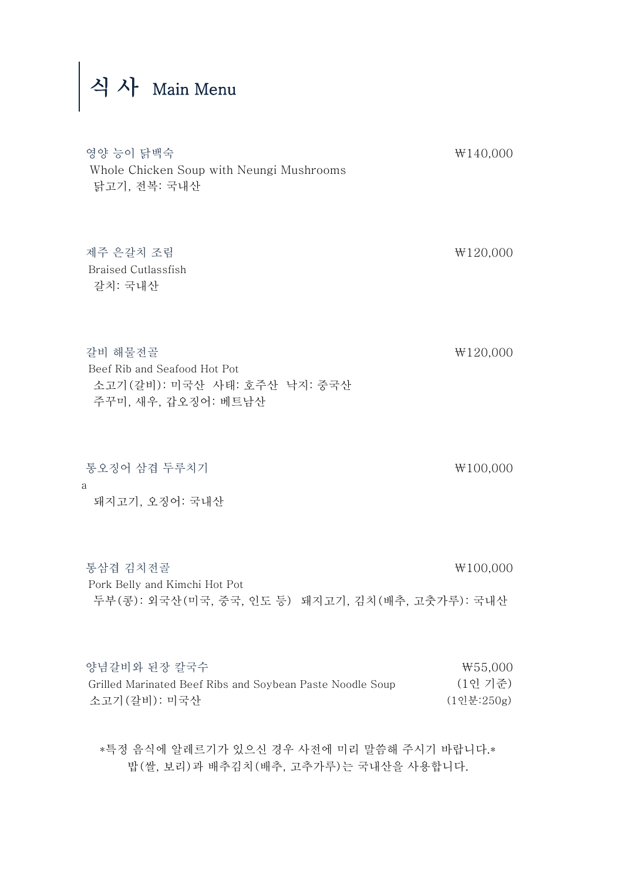# 식 사 Main Menu

영양 능이 닭백숙 ₩140,000
Whole Chicken Soup with Neungi Mushrooms
닭고기, 전복: 국내산

제주 은갈치 조림 ₩120,000
Braised Cutlassfish
갈치: 국내산

갈비 해물전골 ₩120,000
Beef Rib and Seafood Hot Pot
소고기(갈비): 미국산 사태: 호주산 낙지: 중국산
주꾸미, 새우, 갑오징어: 베트남산

통오징어 삼겹 두루치기 ₩100,000
a
돼지고기, 오징어: 국내산

통삼겹 김치전골 ₩100,000
Pork Belly and Kimchi Hot Pot
두부(콩): 외국산(미국, 중국, 인도 등) 돼지고기, 김치(배추, 고춧가루): 국내산

양념갈비와 된장 칼국수 ₩55,000
Grilled Marinated Beef Ribs and Soybean Paste Noodle Soup (1인 기준)
소고기(갈비): 미국산 (1인분:250g)

*특정 음식에 알레르기가 있으신 경우 사전에 미리 말씀해 주시기 바랍니다.*
밥(쌀, 보리)과 배추김치(배추, 고추가루)는 국내산을 사용합니다.